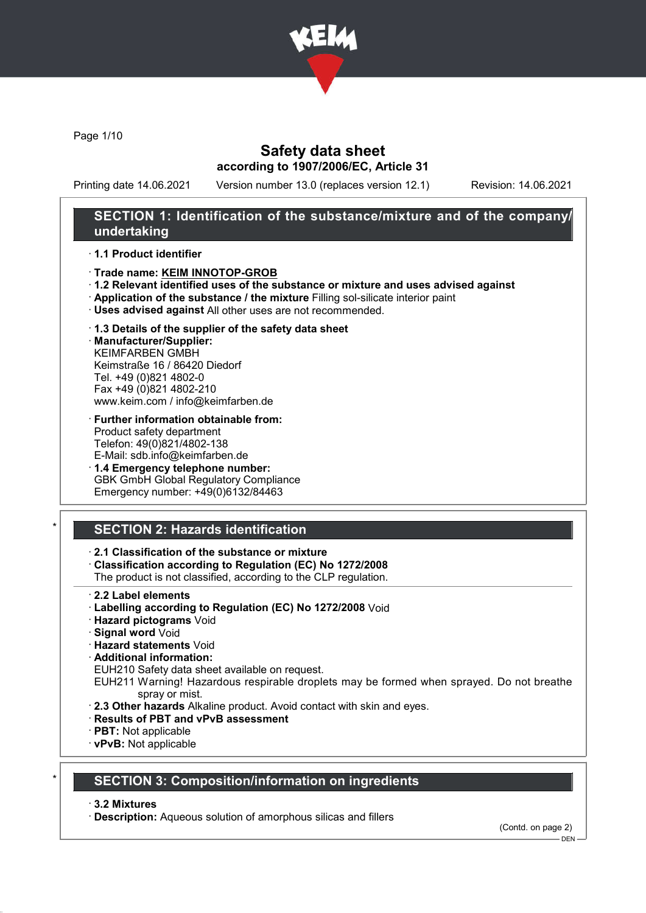# Safety data sheet

**according to 1907/2006/EC, Article 31**

Printing date 14.06.2021 Version number 13.0 (replaces version 12.1) Revision: 14.06.2021

## SECTION 1: Identification of the substance/mixture and of the company/undertaking

· **1.1 Product identifier**

· **Trade name: KEIM INNOTOP-GROB**

· **1.2 Relevant identified uses of the substance or mixture and uses advised against**

· **Application of the substance / the mixture** Filling sol-silicate interior paint

· **Uses advised against** All other uses are not recommended.

· **1.3 Details of the supplier of the safety data sheet**

· **Manufacturer/Supplier:**
KEIMFARBEN GMBH
Keimstraße 16 / 86420 Diedorf
Tel. +49 (0)821 4802-0
Fax +49 (0)821 4802-210
www.keim.com / info@keimfarben.de

· **Further information obtainable from:**
Product safety department
Telefon: 49(0)821/4802-138
E-Mail: sdb.info@keimfarben.de

· **1.4 Emergency telephone number:**
GBK GmbH Global Regulatory Compliance
Emergency number: +49(0)6132/84463

## SECTION 2: Hazards identification

· **2.1 Classification of the substance or mixture**

· **Classification according to Regulation (EC) No 1272/2008**
The product is not classified, according to the CLP regulation.

· **2.2 Label elements**

· **Labelling according to Regulation (EC) No 1272/2008** Void

· **Hazard pictograms** Void

· **Signal word** Void

· **Hazard statements** Void

· **Additional information:**
EUH210 Safety data sheet available on request.
EUH211 Warning! Hazardous respirable droplets may be formed when sprayed. Do not breathe spray or mist.

· **2.3 Other hazards** Alkaline product. Avoid contact with skin and eyes.

· **Results of PBT and vPvB assessment**

· **PBT:** Not applicable

· **vPvB:** Not applicable

## SECTION 3: Composition/information on ingredients

· **3.2 Mixtures**

· **Description:** Aqueous solution of amorphous silicas and fillers

(Contd. on page 2)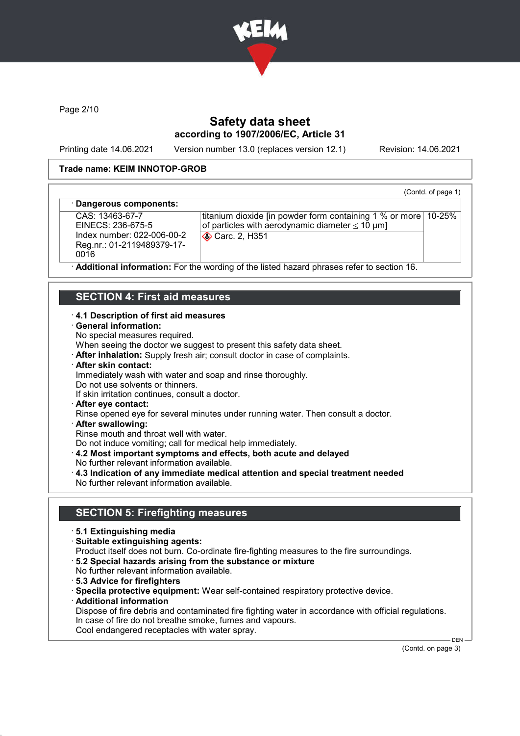Safety data sheet
according to 1907/2006/EC, Article 31

Printing date 14.06.2021 Version number 13.0 (replaces version 12.1) Revision: 14.06.2021

**Trade name: KEIM INNOTOP-GROB**

(Contd. of page 1)

· **Dangerous components:**

| | | |
|---|---|---|
| CAS: 13463-67-7<br>EINECS: 236-675-5<br>Index number: 022-006-00-2<br>Reg.nr.: 01-2119489379-17-0016 | titanium dioxide [in powder form containing 1 % or more of particles with aerodynamic diameter ≤ 10 μm]<br>Carc. 2, H351 | 10-25% |

· **Additional information:** For the wording of the listed hazard phrases refer to section 16.

## SECTION 4: First aid measures

· **4.1 Description of first aid measures**
· **General information:**
No special measures required.
When seeing the doctor we suggest to present this safety data sheet.
· **After inhalation:** Supply fresh air; consult doctor in case of complaints.
· **After skin contact:**
Immediately wash with water and soap and rinse thoroughly.
Do not use solvents or thinners.
If skin irritation continues, consult a doctor.
· **After eye contact:**
Rinse opened eye for several minutes under running water. Then consult a doctor.
· **After swallowing:**
Rinse mouth and throat well with water.
Do not induce vomiting; call for medical help immediately.
· **4.2 Most important symptoms and effects, both acute and delayed**
No further relevant information available.
· **4.3 Indication of any immediate medical attention and special treatment needed**
No further relevant information available.

## SECTION 5: Firefighting measures

· **5.1 Extinguishing media**
· **Suitable extinguishing agents:**
Product itself does not burn. Co-ordinate fire-fighting measures to the fire surroundings.
· **5.2 Special hazards arising from the substance or mixture**
No further relevant information available.
· **5.3 Advice for firefighters**
· **Specila protective equipment:** Wear self-contained respiratory protective device.
· **Additional information**
Dispose of fire debris and contaminated fire fighting water in accordance with official regulations.
In case of fire do not breathe smoke, fumes and vapours.
Cool endangered receptacles with water spray.

(Contd. on page 3)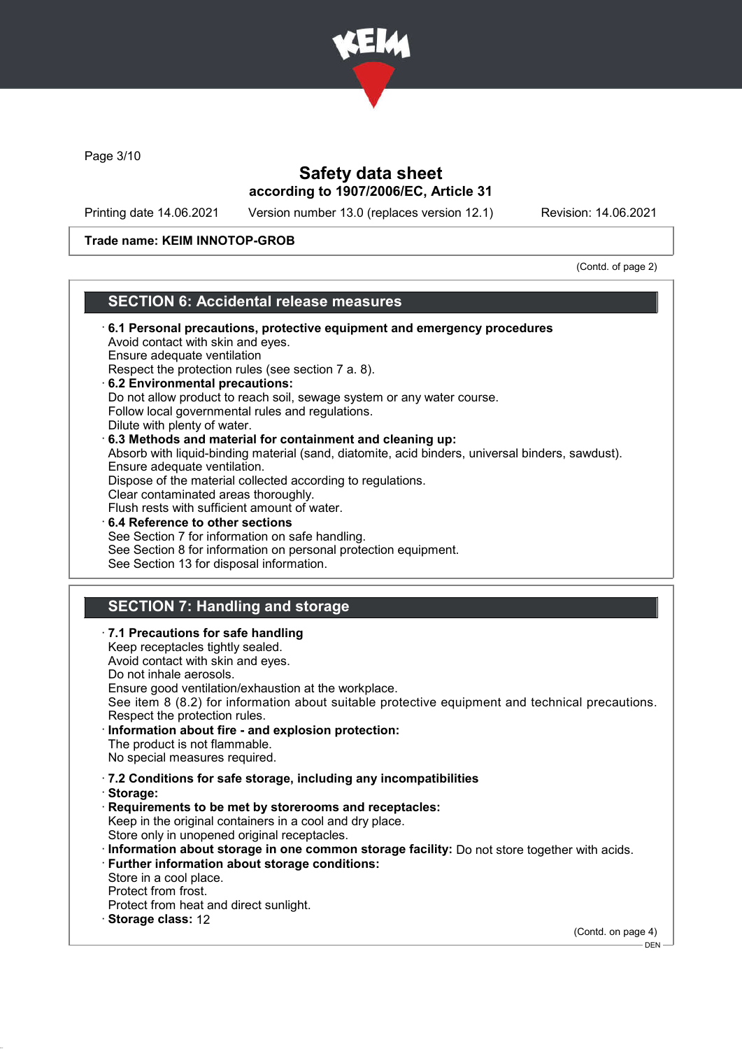# Safety data sheet
according to 1907/2006/EC, Article 31

Printing date 14.06.2021 Version number 13.0 (replaces version 12.1) Revision: 14.06.2021

**Trade name: KEIM INNOTOP-GROB**

(Contd. of page 2)

## SECTION 6: Accidental release measures

· **6.1 Personal precautions, protective equipment and emergency procedures**
Avoid contact with skin and eyes.
Ensure adequate ventilation
Respect the protection rules (see section 7 a. 8).

· **6.2 Environmental precautions:**
Do not allow product to reach soil, sewage system or any water course.
Follow local governmental rules and regulations.
Dilute with plenty of water.

· **6.3 Methods and material for containment and cleaning up:**
Absorb with liquid-binding material (sand, diatomite, acid binders, universal binders, sawdust).
Ensure adequate ventilation.
Dispose of the material collected according to regulations.
Clear contaminated areas thoroughly.
Flush rests with sufficient amount of water.

· **6.4 Reference to other sections**
See Section 7 for information on safe handling.
See Section 8 for information on personal protection equipment.
See Section 13 for disposal information.

## SECTION 7: Handling and storage

· **7.1 Precautions for safe handling**
Keep receptacles tightly sealed.
Avoid contact with skin and eyes.
Do not inhale aerosols.
Ensure good ventilation/exhaustion at the workplace.
See item 8 (8.2) for information about suitable protective equipment and technical precautions.
Respect the protection rules.

· **Information about fire - and explosion protection:**
The product is not flammable.
No special measures required.

· **7.2 Conditions for safe storage, including any incompatibilities**

· **Storage:**

· **Requirements to be met by storerooms and receptacles:**
Keep in the original containers in a cool and dry place.
Store only in unopened original receptacles.

· **Information about storage in one common storage facility:** Do not store together with acids.

· **Further information about storage conditions:**
Store in a cool place.
Protect from frost.
Protect from heat and direct sunlight.

· **Storage class:** 12

(Contd. on page 4)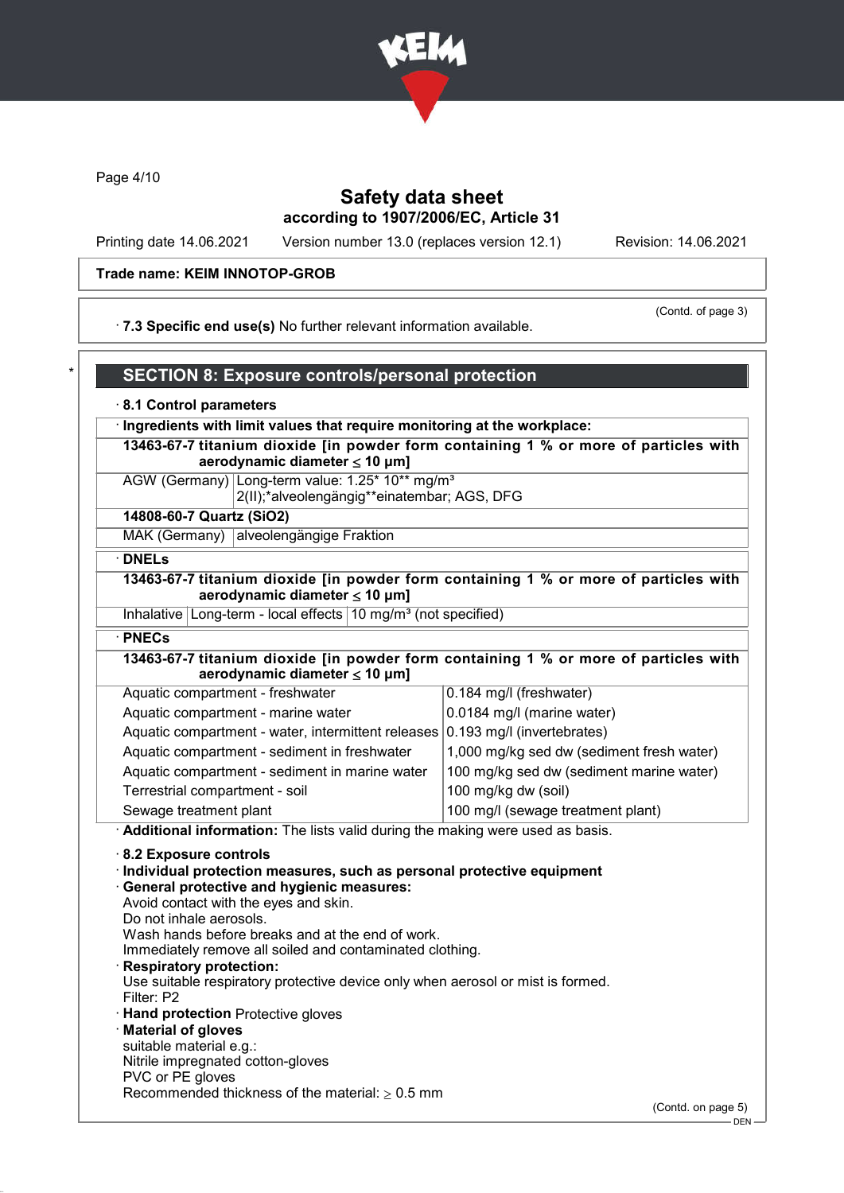**Trade name: KEIM INNOTOP-GROB**

(Contd. of page 3)

· **7.3 Specific end use(s)** No further relevant information available.

## SECTION 8: Exposure controls/personal protection

· **8.1 Control parameters**

· **Ingredients with limit values that require monitoring at the workplace:**

| **13463-67-7 titanium dioxide [in powder form containing 1 % or more of particles with aerodynamic diameter ≤ 10 μm]** | |
|---|---|
| AGW (Germany) | Long-term value: 1.25* 10** mg/m³ 2(II);*alveolengängig**einatembar; AGS, DFG |
| **14808-60-7 Quartz ($SiO_2$)** | |
| MAK (Germany) | alveolengängige Fraktion |

· **DNELs**

| **13463-67-7 titanium dioxide [in powder form containing 1 % or more of particles with aerodynamic diameter ≤ 10 μm]** | | |
|---|---|---|
| Inhalative | Long-term - local effects | 10 mg/m³ (not specified) |

· **PNECs**

| **13463-67-7 titanium dioxide [in powder form containing 1 % or more of particles with aerodynamic diameter ≤ 10 μm]** | |
|---|---|
| Aquatic compartment - freshwater | 0.184 mg/l (freshwater) |
| Aquatic compartment - marine water | 0.0184 mg/l (marine water) |
| Aquatic compartment - water, intermittent releases | 0.193 mg/l (invertebrates) |
| Aquatic compartment - sediment in freshwater | 1,000 mg/kg sed dw (sediment fresh water) |
| Aquatic compartment - sediment in marine water | 100 mg/kg sed dw (sediment marine water) |
| Terrestrial compartment - soil | 100 mg/kg dw (soil) |
| Sewage treatment plant | 100 mg/l (sewage treatment plant) |

· **Additional information:** The lists valid during the making were used as basis.

· **8.2 Exposure controls**

· **Individual protection measures, such as personal protective equipment**

· **General protective and hygienic measures:**
Avoid contact with the eyes and skin.
Do not inhale aerosols.
Wash hands before breaks and at the end of work.
Immediately remove all soiled and contaminated clothing.

· **Respiratory protection:**
Use suitable respiratory protective device only when aerosol or mist is formed.
Filter: P2

· **Hand protection** Protective gloves

· **Material of gloves**
suitable material e.g.:
Nitrile impregnated cotton-gloves
PVC or PE gloves
Recommended thickness of the material: ≥ 0.5 mm

(Contd. on page 5)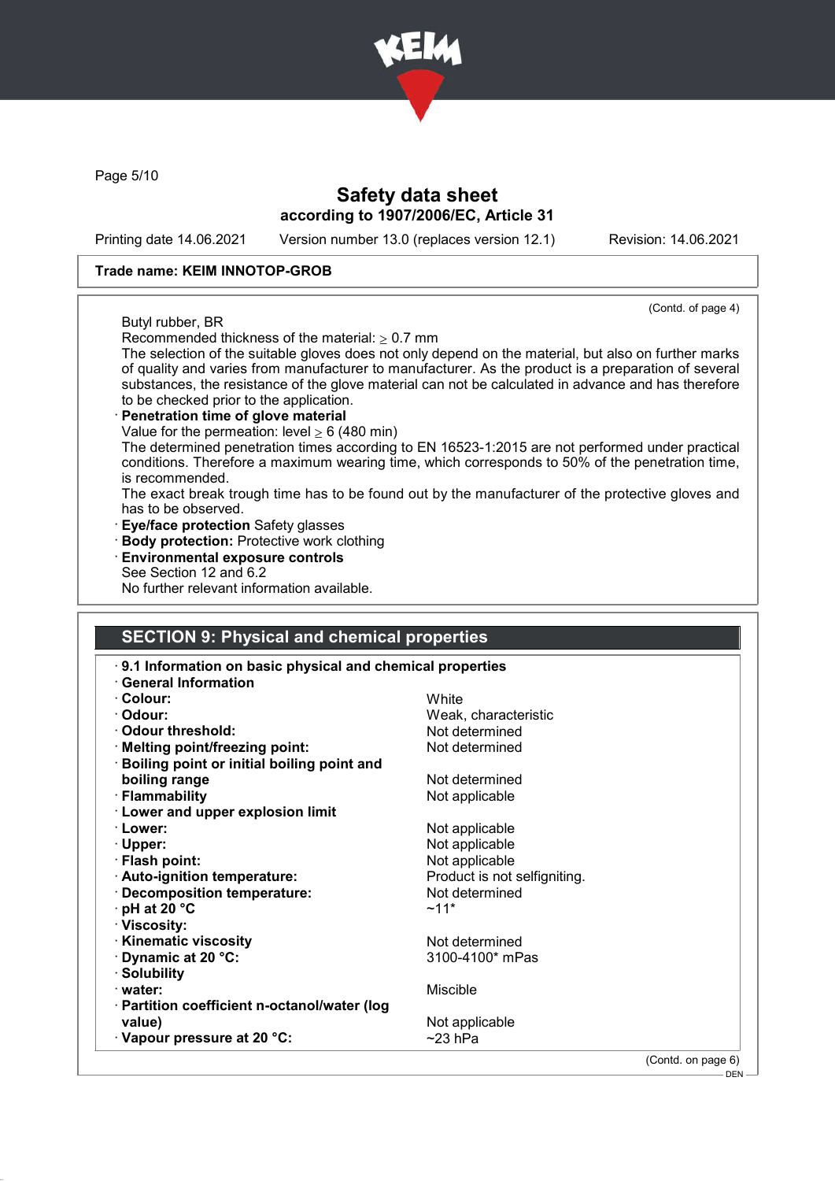Safety data sheet
according to 1907/2006/EC, Article 31

Printing date 14.06.2021 Version number 13.0 (replaces version 12.1) Revision: 14.06.2021

**Trade name: KEIM INNOTOP-GROB**

(Contd. of page 4)

Butyl rubber, BR
Recommended thickness of the material: ≥ 0.7 mm
The selection of the suitable gloves does not only depend on the material, but also on further marks of quality and varies from manufacturer to manufacturer. As the product is a preparation of several substances, the resistance of the glove material can not be calculated in advance and has therefore to be checked prior to the application.

· **Penetration time of glove material**
Value for the permeation: level ≥ 6 (480 min)
The determined penetration times according to EN 16523-1:2015 are not performed under practical conditions. Therefore a maximum wearing time, which corresponds to 50% of the penetration time, is recommended.
The exact break trough time has to be found out by the manufacturer of the protective gloves and has to be observed.

· **Eye/face protection** Safety glasses
· **Body protection:** Protective work clothing
· **Environmental exposure controls**
See Section 12 and 6.2
No further relevant information available.

## SECTION 9: Physical and chemical properties

· **9.1 Information on basic physical and chemical properties**
· **General Information**

| | |
|---|---|
| · **Colour:** | White |
| · **Odour:** | Weak, characteristic |
| · **Odour threshold:** | Not determined |
| · **Melting point/freezing point:** | Not determined |
| · **Boiling point or initial boiling point and boiling range** | Not determined |
| · **Flammability** | Not applicable |
| · **Lower and upper explosion limit** | |
| · **Lower:** | Not applicable |
| · **Upper:** | Not applicable |
| · **Flash point:** | Not applicable |
| · **Auto-ignition temperature:** | Product is not selfigniting. |
| · **Decomposition temperature:** | Not determined |
| · **pH at 20 °C** | ~11* |
| · **Viscosity:** | |
| · **Kinematic viscosity** | Not determined |
| · **Dynamic at 20 °C:** | 3100-4100* mPas |
| · **Solubility** | |
| · **water:** | Miscible |
| · **Partition coefficient n-octanol/water (log value)** | Not applicable |
| · **Vapour pressure at 20 °C:** | ~23 hPa |

(Contd. on page 6)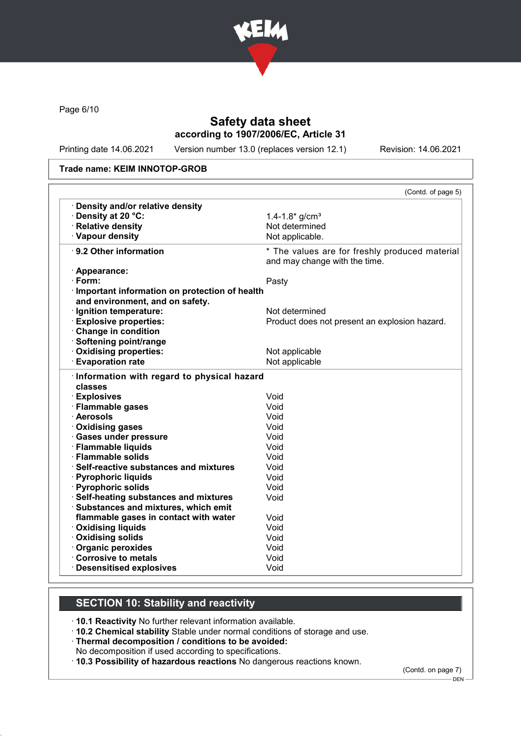## Safety data sheet
### according to 1907/2006/EC, Article 31

Printing date 14.06.2021 | Version number 13.0 (replaces version 12.1) | Revision: 14.06.2021

**Trade name: KEIM INNOTOP-GROB**

(Contd. of page 5)

| | |
|---|---|
| · **Density and/or relative density** | |
| · **Density at 20 °C:** | 1.4-1.8* g/cm³ |
| · **Relative density** | Not determined |
| · **Vapour density** | Not applicable. |
| · **9.2 Other information** | * The values are for freshly produced material and may change with the time. |
| · **Appearance:** | |
| · **Form:** | Pasty |
| · **Important information on protection of health and environment, and on safety.** | |
| · **Ignition temperature:** | Not determined |
| · **Explosive properties:** | Product does not present an explosion hazard. |
| · **Change in condition** | |
| · **Softening point/range** | |
| · **Oxidising properties:** | Not applicable |
| · **Evaporation rate** | Not applicable |
| · **Information with regard to physical hazard classes** | |
| · **Explosives** | Void |
| · **Flammable gases** | Void |
| · **Aerosols** | Void |
| · **Oxidising gases** | Void |
| · **Gases under pressure** | Void |
| · **Flammable liquids** | Void |
| · **Flammable solids** | Void |
| · **Self-reactive substances and mixtures** | Void |
| · **Pyrophoric liquids** | Void |
| · **Pyrophoric solids** | Void |
| · **Self-heating substances and mixtures** | Void |
| · **Substances and mixtures, which emit flammable gases in contact with water** | Void |
| · **Oxidising liquids** | Void |
| · **Oxidising solids** | Void |
| · **Organic peroxides** | Void |
| · **Corrosive to metals** | Void |
| · **Desensitised explosives** | Void |

## SECTION 10: Stability and reactivity

· **10.1 Reactivity** No further relevant information available.

· **10.2 Chemical stability** Stable under normal conditions of storage and use.

· **Thermal decomposition / conditions to be avoided:**
No decomposition if used according to specifications.

· **10.3 Possibility of hazardous reactions** No dangerous reactions known.

(Contd. on page 7)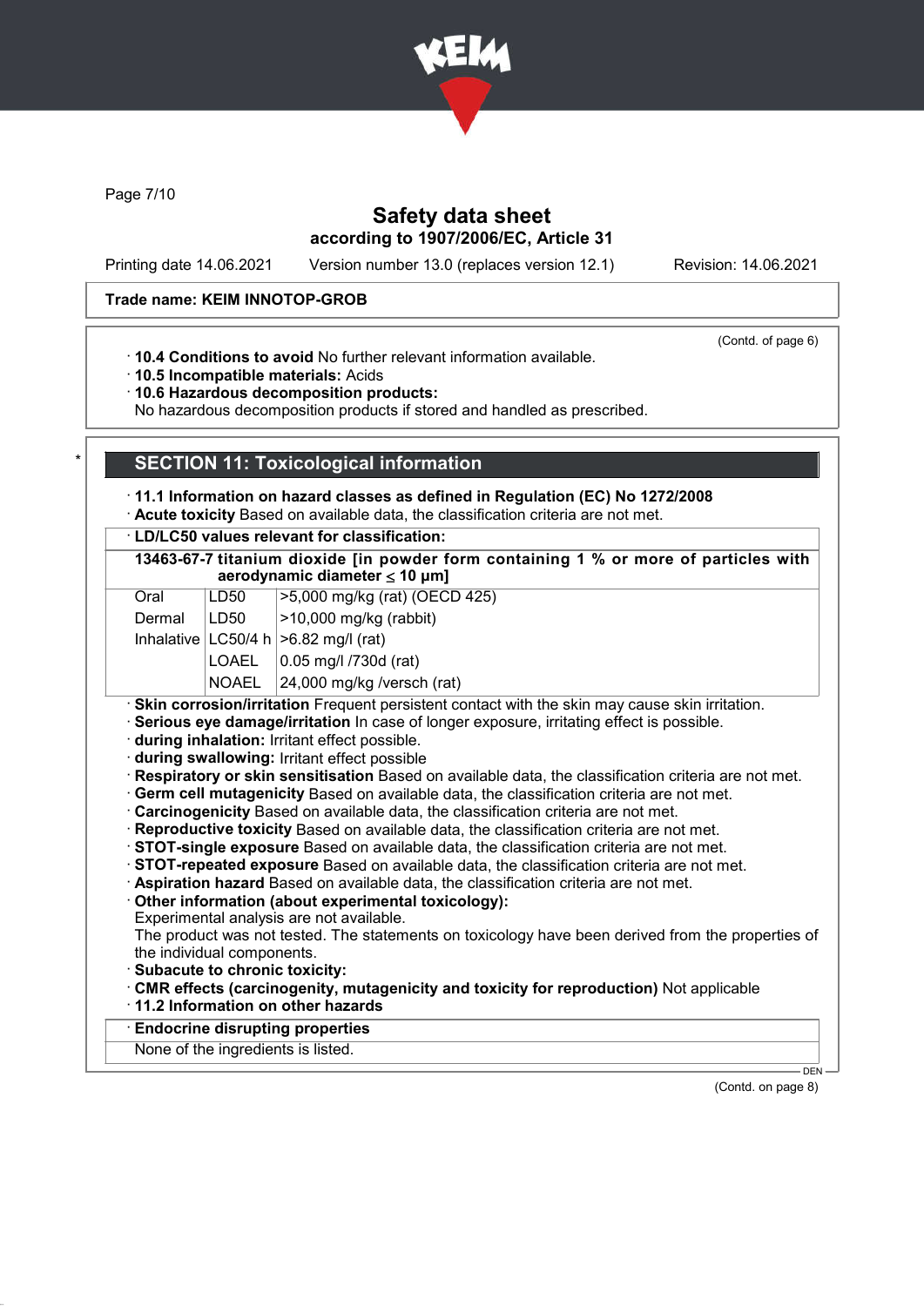**Safety data sheet**
**according to 1907/2006/EC, Article 31**

Printing date 14.06.2021 Version number 13.0 (replaces version 12.1) Revision: 14.06.2021

**Trade name: KEIM INNOTOP-GROB**

(Contd. of page 6)

· **10.4 Conditions to avoid** No further relevant information available.
· **10.5 Incompatible materials:** Acids
· **10.6 Hazardous decomposition products:**
No hazardous decomposition products if stored and handled as prescribed.

## SECTION 11: Toxicological information

· **11.1 Information on hazard classes as defined in Regulation (EC) No 1272/2008**
· **Acute toxicity** Based on available data, the classification criteria are not met.

· **LD/LC50 values relevant for classification:**

| **13463-67-7 titanium dioxide [in powder form containing 1 % or more of particles with aerodynamic diameter ≤ 10 μm]** | | |
|---|---|---|
| Oral | LD50 | >5,000 mg/kg (rat) (OECD 425) |
| Dermal | LD50 | >10,000 mg/kg (rabbit) |
| Inhalative | LC50/4 h | >6.82 mg/l (rat) |
| | LOAEL | 0.05 mg/l /730d (rat) |
| | NOAEL | 24,000 mg/kg /versch (rat) |

· **Skin corrosion/irritation** Frequent persistent contact with the skin may cause skin irritation.
· **Serious eye damage/irritation** In case of longer exposure, irritating effect is possible.
· **during inhalation:** Irritant effect possible.
· **during swallowing:** Irritant effect possible
· **Respiratory or skin sensitisation** Based on available data, the classification criteria are not met.
· **Germ cell mutagenicity** Based on available data, the classification criteria are not met.
· **Carcinogenicity** Based on available data, the classification criteria are not met.
· **Reproductive toxicity** Based on available data, the classification criteria are not met.
· **STOT-single exposure** Based on available data, the classification criteria are not met.
· **STOT-repeated exposure** Based on available data, the classification criteria are not met.
· **Aspiration hazard** Based on available data, the classification criteria are not met.
· **Other information (about experimental toxicology):**
Experimental analysis are not available.
The product was not tested. The statements on toxicology have been derived from the properties of the individual components.
· **Subacute to chronic toxicity:**
· **CMR effects (carcinogenity, mutagenicity and toxicity for reproduction)** Not applicable
· **11.2 Information on other hazards**

· **Endocrine disrupting properties**
None of the ingredients is listed.

(Contd. on page 8)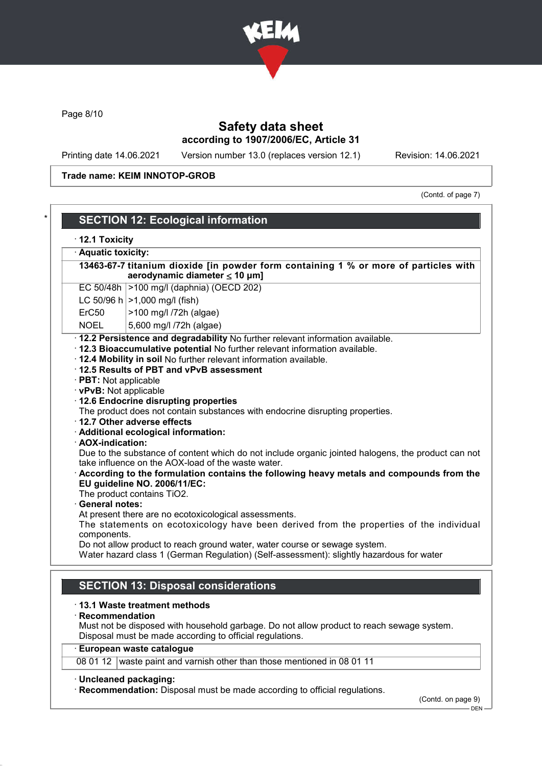Trade name: KEIM INNOTOP-GROB

(Contd. of page 7)

## SECTION 12: Ecological information

· **12.1 Toxicity**

· **Aquatic toxicity:**

| **13463-67-7 titanium dioxide [in powder form containing 1 % or more of particles with aerodynamic diameter ≤ 10 μm]** | |
|---|---|
| EC 50/48h | >100 mg/l (daphnia) (OECD 202) |
| LC 50/96 h | >1,000 mg/l (fish) |
| ErC50 | >100 mg/l /72h (algae) |
| NOEL | 5,600 mg/l /72h (algae) |

· **12.2 Persistence and degradability** No further relevant information available.
· **12.3 Bioaccumulative potential** No further relevant information available.
· **12.4 Mobility in soil** No further relevant information available.
· **12.5 Results of PBT and vPvB assessment**
· **PBT:** Not applicable
· **vPvB:** Not applicable
· **12.6 Endocrine disrupting properties**
The product does not contain substances with endocrine disrupting properties.
· **12.7 Other adverse effects**
· **Additional ecological information:**
· **AOX-indication:**
Due to the substance of content which do not include organic jointed halogens, the product can not take influence on the AOX-load of the waste water.
· **According to the formulation contains the following heavy metals and compounds from the EU guideline NO. 2006/11/EC:**
The product contains $TiO_2$.
· **General notes:**
At present there are no ecotoxicological assessments.
The statements on ecotoxicology have been derived from the properties of the individual components.
Do not allow product to reach ground water, water course or sewage system.
Water hazard class 1 (German Regulation) (Self-assessment): slightly hazardous for water

## SECTION 13: Disposal considerations

· **13.1 Waste treatment methods**
· **Recommendation**
Must not be disposed with household garbage. Do not allow product to reach sewage system.
Disposal must be made according to official regulations.

| · **European waste catalogue** | |
|---|---|
| 08 01 12 | waste paint and varnish other than those mentioned in 08 01 11 |

· **Uncleaned packaging:**
· **Recommendation:** Disposal must be made according to official regulations.

(Contd. on page 9)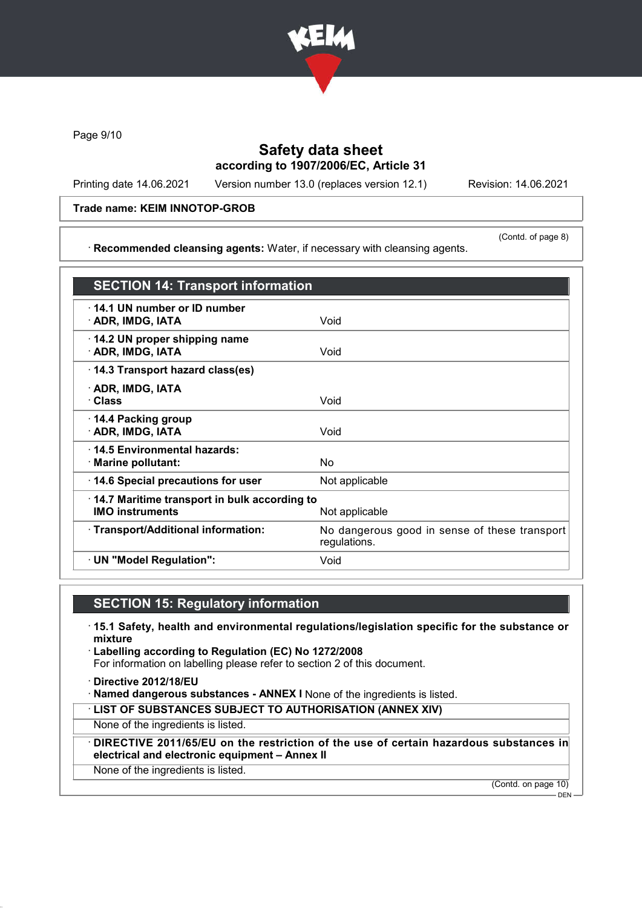**Trade name: KEIM INNOTOP-GROB**

(Contd. of page 8)

· **Recommended cleansing agents:** Water, if necessary with cleansing agents.

## SECTION 14: Transport information

| | |
|---|---|
| · **14.1 UN number or ID number**<br>· **ADR, IMDG, IATA** | Void |
| · **14.2 UN proper shipping name**<br>· **ADR, IMDG, IATA** | Void |
| · **14.3 Transport hazard class(es)**<br>· **ADR, IMDG, IATA**<br>· **Class** | Void |
| · **14.4 Packing group**<br>· **ADR, IMDG, IATA** | Void |
| · **14.5 Environmental hazards:**<br>· **Marine pollutant:** | No |
| · **14.6 Special precautions for user** | Not applicable |
| · **14.7 Maritime transport in bulk according to IMO instruments** | Not applicable |
| · **Transport/Additional information:** | No dangerous good in sense of these transport regulations. |
| · **UN "Model Regulation":** | Void |

## SECTION 15: Regulatory information

· **15.1 Safety, health and environmental regulations/legislation specific for the substance or mixture**

· **Labelling according to Regulation (EC) No 1272/2008**
For information on labelling please refer to section 2 of this document.

· **Directive 2012/18/EU**
· **Named dangerous substances - ANNEX I** None of the ingredients is listed.

· **LIST OF SUBSTANCES SUBJECT TO AUTHORISATION (ANNEX XIV)**
None of the ingredients is listed.

· **DIRECTIVE 2011/65/EU on the restriction of the use of certain hazardous substances in electrical and electronic equipment – Annex II**
None of the ingredients is listed.

(Contd. on page 10)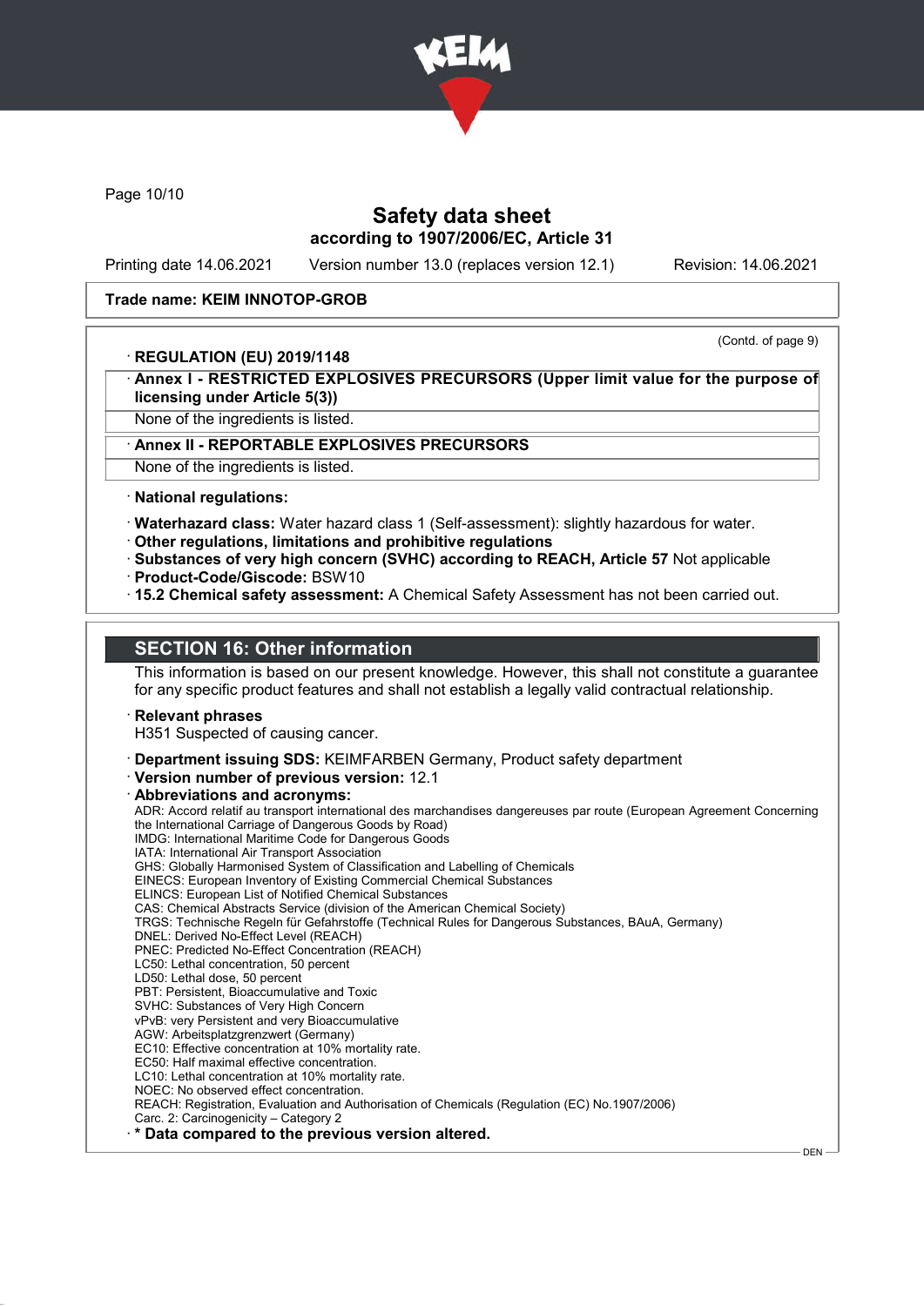(Contd. of page 9)

· **REGULATION (EU) 2019/1148**

· **Annex I - RESTRICTED EXPLOSIVES PRECURSORS (Upper limit value for the purpose of licensing under Article 5(3))**

None of the ingredients is listed.

· **Annex II - REPORTABLE EXPLOSIVES PRECURSORS**

None of the ingredients is listed.

· **National regulations:**

· **Waterhazard class:** Water hazard class 1 (Self-assessment): slightly hazardous for water.
· **Other regulations, limitations and prohibitive regulations**
· **Substances of very high concern (SVHC) according to REACH, Article 57** Not applicable
· **Product-Code/Giscode:** BSW10
· **15.2 Chemical safety assessment:** A Chemical Safety Assessment has not been carried out.

## SECTION 16: Other information

This information is based on our present knowledge. However, this shall not constitute a guarantee for any specific product features and shall not establish a legally valid contractual relationship.

· **Relevant phrases**

H351 Suspected of causing cancer.

· **Department issuing SDS:** KEIMFARBEN Germany, Product safety department
· **Version number of previous version:** 12.1
· **Abbreviations and acronyms:**

ADR: Accord relatif au transport international des marchandises dangereuses par route (European Agreement Concerning the International Carriage of Dangerous Goods by Road)
IMDG: International Maritime Code for Dangerous Goods
IATA: International Air Transport Association
GHS: Globally Harmonised System of Classification and Labelling of Chemicals
EINECS: European Inventory of Existing Commercial Chemical Substances
ELINCS: European List of Notified Chemical Substances
CAS: Chemical Abstracts Service (division of the American Chemical Society)
TRGS: Technische Regeln für Gefahrstoffe (Technical Rules for Dangerous Substances, BAuA, Germany)
DNEL: Derived No-Effect Level (REACH)
PNEC: Predicted No-Effect Concentration (REACH)
LC50: Lethal concentration, 50 percent
LD50: Lethal dose, 50 percent
PBT: Persistent, Bioaccumulative and Toxic
SVHC: Substances of Very High Concern
vPvB: very Persistent and very Bioaccumulative
AGW: Arbeitsplatzgrenzwert (Germany)
EC10: Effective concentration at 10% mortality rate.
EC50: Half maximal effective concentration.
LC10: Lethal concentration at 10% mortality rate.
NOEC: No observed effect concentration.
REACH: Registration, Evaluation and Authorisation of Chemicals (Regulation (EC) No.1907/2006)
Carc. 2: Carcinogenicity – Category 2

· **\* Data compared to the previous version altered.**

DEN